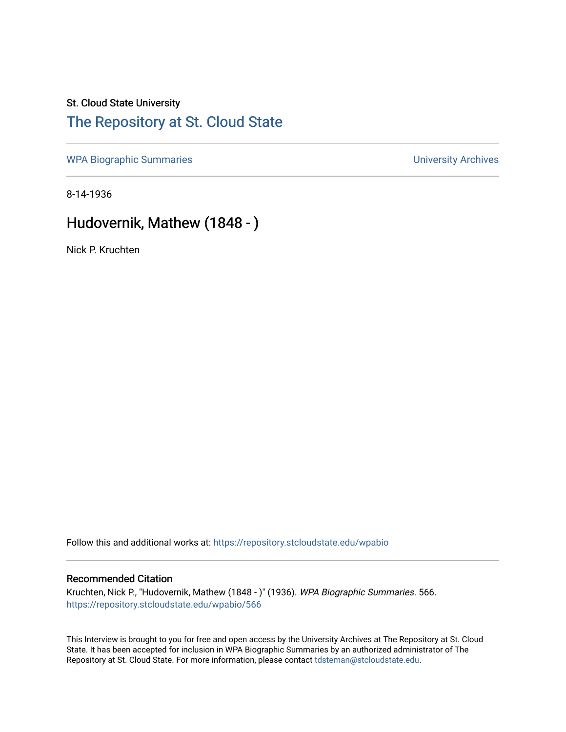St. Cloud State University

# The Repository at St. Cloud State

WPA Biographic Summaries

University Archives

8-14-1936

## Hudovernik, Mathew (1848 - )

Nick P. Kruchten

Follow this and additional works at: https://repository.stcloudstate.edu/wpabio

### Recommended Citation

Kruchten, Nick P., "Hudovernik, Mathew (1848 - )" (1936). *WPA Biographic Summaries*. 566.
https://repository.stcloudstate.edu/wpabio/566

This Interview is brought to you for free and open access by the University Archives at The Repository at St. Cloud State. It has been accepted for inclusion in WPA Biographic Summaries by an authorized administrator of The Repository at St. Cloud State. For more information, please contact tdsteman@stcloudstate.edu.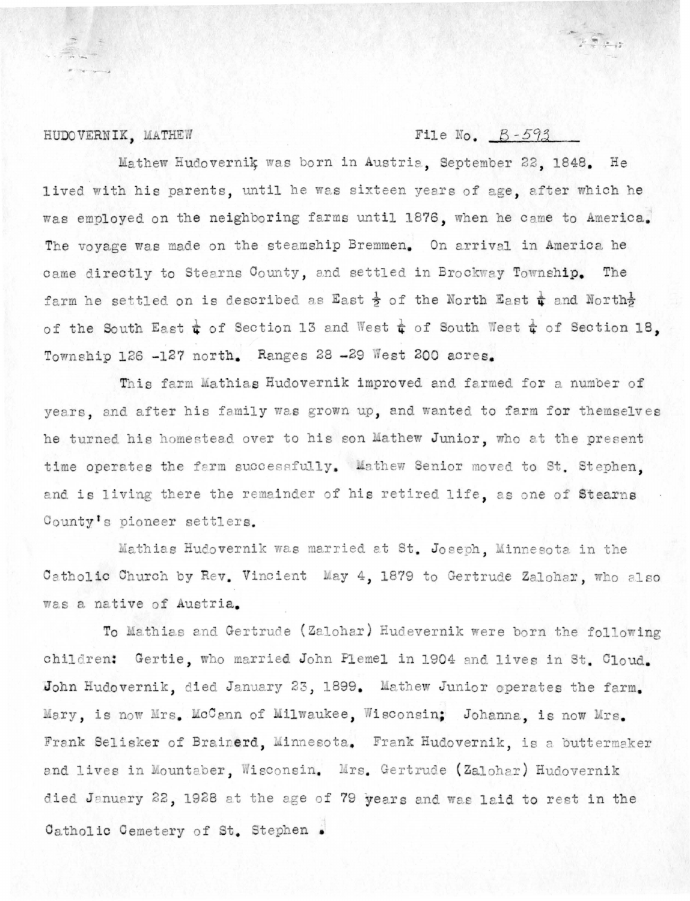HUDOVERNIK, MATHEW File No. B-593

Mathew Hudovernik was born in Austria, September 22, 1848. He lived with his parents, until he was sixteen years of age, after which he was employed on the neighboring farms until 1876, when he came to America. The voyage was made on the steamship Bremmen. On arrival in America he came directly to Stearns County, and settled in Brockway Township. The farm he settled on is described as East ½ of the North East ¼ and North ½ of the South East ¼ of Section 13 and West ¼ of South West ¼ of Section 18, Township 126 -127 north. Ranges 28 -29 West 200 acres.

This farm Mathias Hudovernik improved and farmed for a number of years, and after his family was grown up, and wanted to farm for themselves he turned his homestead over to his son Mathew Junior, who at the present time operates the farm successfully. Mathew Senior moved to St. Stephen, and is living there the remainder of his retired life, as one of Stearns County's pioneer settlers.

Mathias Hudovernik was married at St. Joseph, Minnesota in the Catholic Church by Rev. Vincient May 4, 1879 to Gertrude Zalohar, who also was a native of Austria.

To Mathias and Gertrude (Zalohar) Hudevernik were born the following children: Gertie, who married John Plemel in 1904 and lives in St. Cloud. John Hudovernik, died January 23, 1899. Mathew Junior operates the farm. Mary, is now Mrs. McCann of Milwaukee, Wisconsin; Johanna, is now Mrs. Frank Selisker of Brainerd, Minnesota. Frank Hudovernik, is a buttermaker and lives in Mountaber, Wisconsin. Mrs. Gertrude (Zalohar) Hudovernik died January 22, 1928 at the age of 79 years and was laid to rest in the Catholic Cemetery of St. Stephen.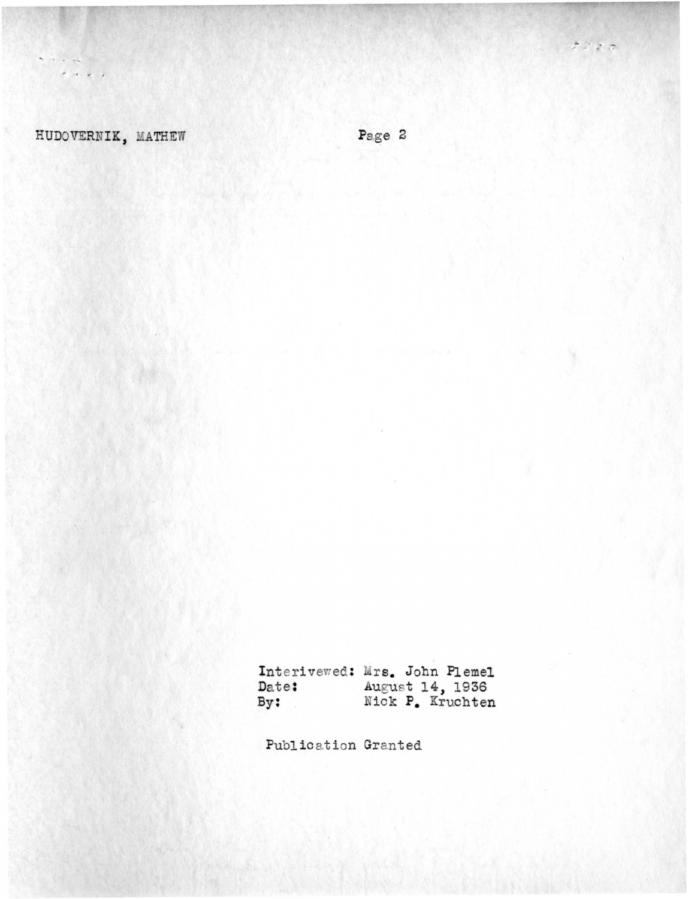Interivewed: Mrs. John Plemel
Date: August 14, 1936
By: Nick P. Kruchten

Publication Granted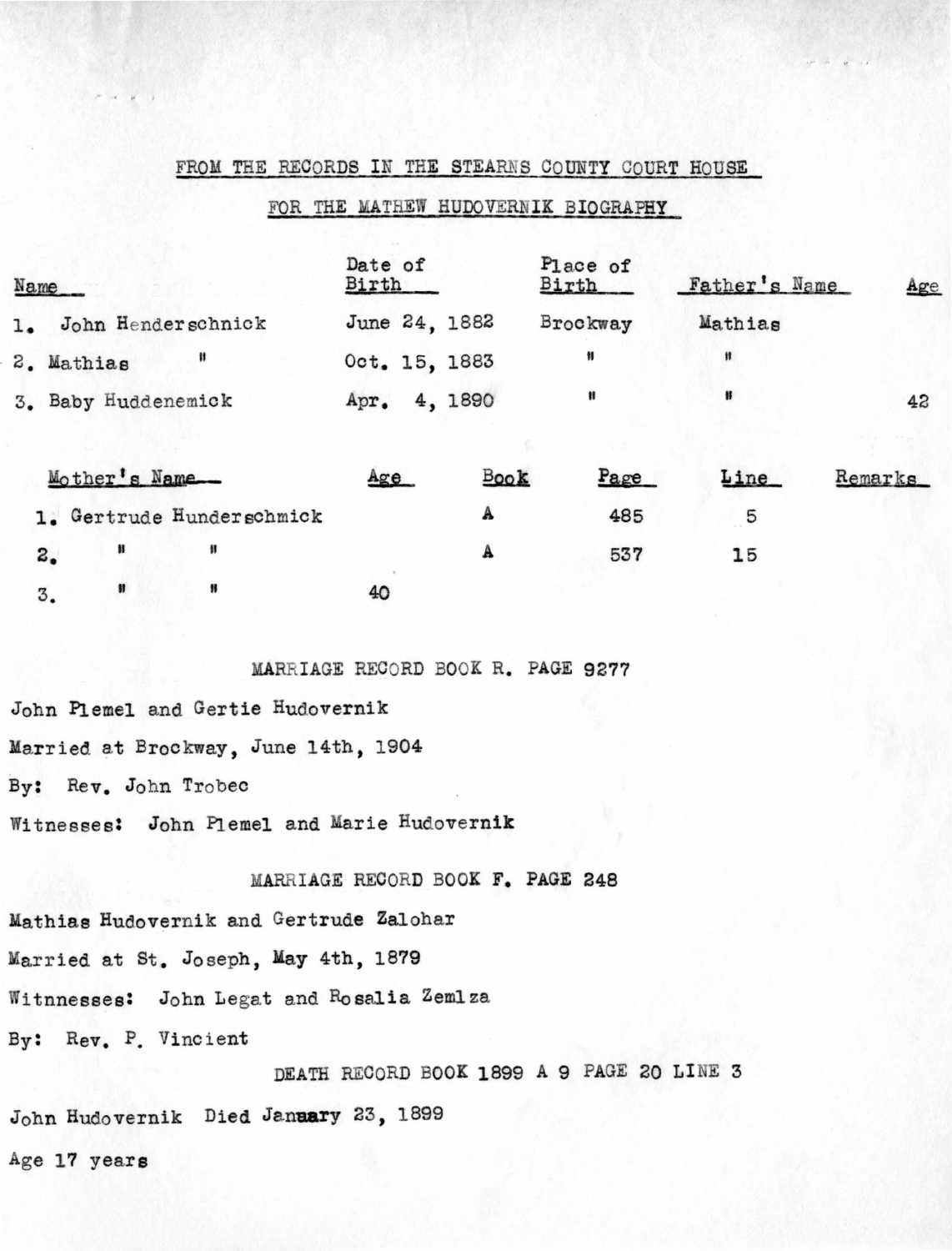FROM THE RECORDS IN THE STEARNS COUNTY COURT HOUSE

FOR THE MATHEW HUDOVERNIK BIOGRAPHY

| Name | Date of Birth | Place of Birth | Father's Name | Age |
|---|---|---|---|---|
| 1. John Henderschnick | June 24, 1882 | Brockway | Mathias | |
| 2. Mathias " | Oct. 15, 1883 | " | " | |
| 3. Baby Huddenemick | Apr. 4, 1890 | " | " | 42 |

| Mother's Name | Age | Book | Page | Line | Remarks |
|---|---|---|---|---|---|
| 1. Gertrude Hunderschmick | | A | 485 | 5 | |
| 2. " " | | A | 537 | 15 | |
| 3. " " | 40 | | | | |

MARRIAGE RECORD BOOK R. PAGE 9277

John Plemel and Gertie Hudovernik

Married at Brockway, June 14th, 1904

By: Rev. John Trobec

Witnesses: John Plemel and Marie Hudovernik

MARRIAGE RECORD BOOK F. PAGE 248

Mathias Hudovernik and Gertrude Zalohar

Married at St. Joseph, May 4th, 1879

Witnnesses: John Legat and Rosalia Zemlza

By: Rev. P. Vincient

DEATH RECORD BOOK 1899 A 9 PAGE 20 LINE 3

John Hudovernik Died Janaary 23, 1899

Age 17 years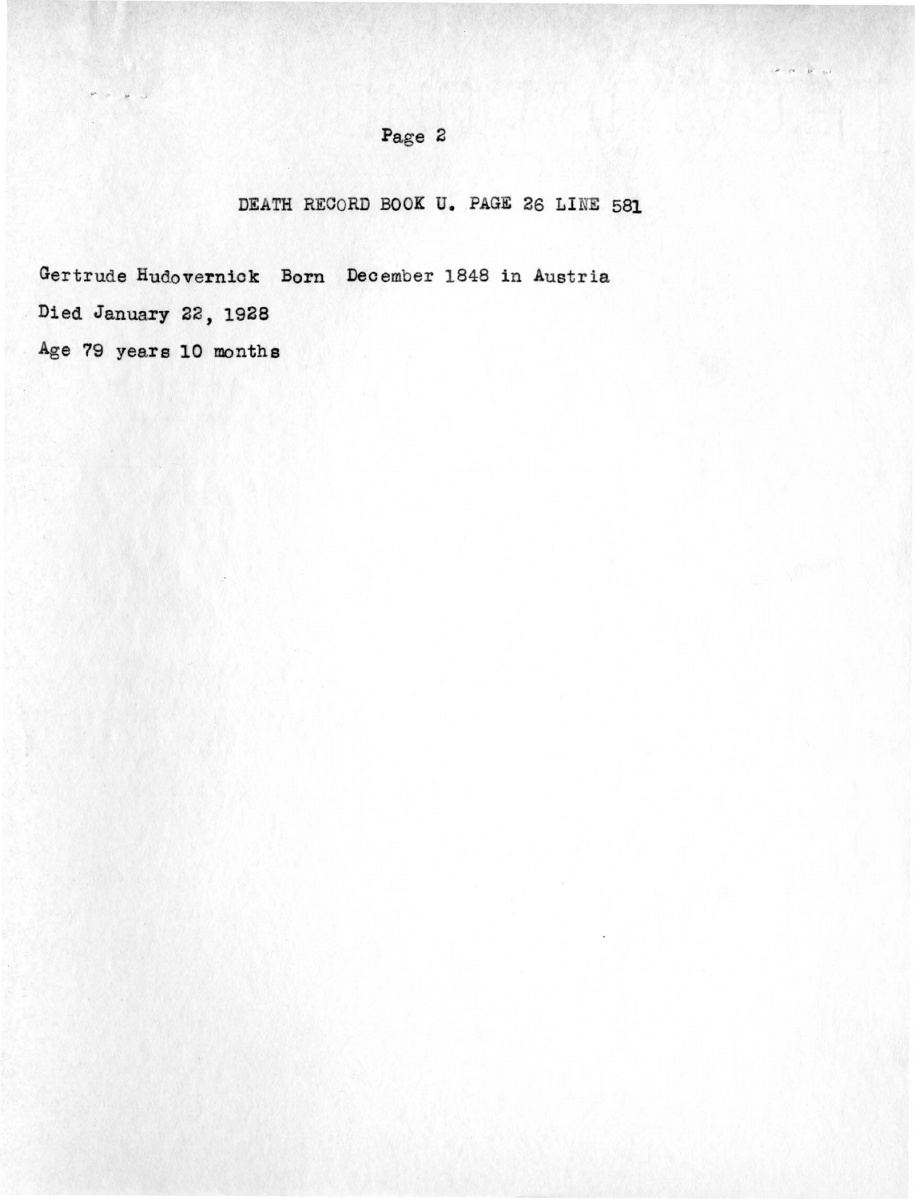DEATH RECORD BOOK U. PAGE 26 LINE 581

Gertrude Hudovernick Born December 1848 in Austria

Died January 22, 1928

Age 79 years 10 months